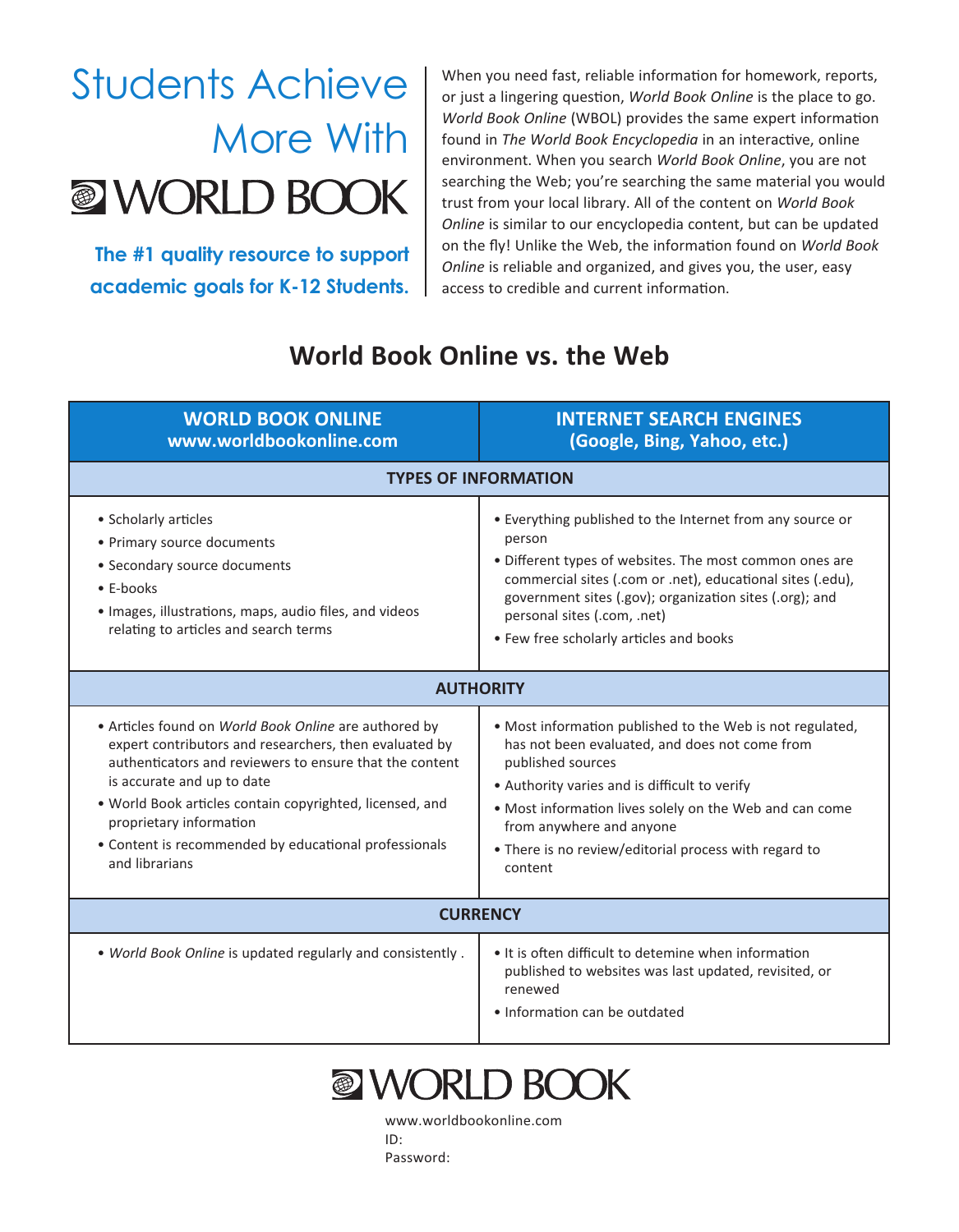# Students Achieve More With WORLD BOOK

**The #1 quality resource to support academic goals for K-12 Students.**

When you need fast, reliable information for homework, reports, or just a lingering question, *World Book Online* is the place to go. *World Book Online* (WBOL) provides the same expert information found in *The World Book Encyclopedia* in an interactive, online environment. When you search *World Book Online*, you are not searching the Web; you're searching the same material you would trust from your local library. All of the content on *World Book Online* is similar to our encyclopedia content, but can be updated on the fly! Unlike the Web, the information found on *World Book Online* is reliable and organized, and gives you, the user, easy access to credible and current information.

## World Book Online vs. the Web

| WORLD BOOK ONLINE www.worldbookonline.com | INTERNET SEARCH ENGINES (Google, Bing, Yahoo, etc.) |
|---|---|
| **TYPES OF INFORMATION** | |
| • Scholarly articles<br>• Primary source documents<br>• Secondary source documents<br>• E-books<br>• Images, illustrations, maps, audio files, and videos relating to articles and search terms | • Everything published to the Internet from any source or person<br>• Different types of websites. The most common ones are commercial sites (.com or .net), educational sites (.edu), government sites (.gov); organization sites (.org); and personal sites (.com, .net)<br>• Few free scholarly articles and books |
| **AUTHORITY** | |
| • Articles found on *World Book Online* are authored by expert contributors and researchers, then evaluated by authenticators and reviewers to ensure that the content is accurate and up to date<br>• World Book articles contain copyrighted, licensed, and proprietary information<br>• Content is recommended by educational professionals and librarians | • Most information published to the Web is not regulated, has not been evaluated, and does not come from published sources<br>• Authority varies and is difficult to verify<br>• Most information lives solely on the Web and can come from anywhere and anyone<br>• There is no review/editorial process with regard to content |
| **CURRENCY** | |
| • *World Book Online* is updated regularly and consistently . | • It is often difficult to detemine when information published to websites was last updated, revisited, or renewed<br>• Information can be outdated |

WORLD BOOK

www.worldbookonline.com
ID:
Password: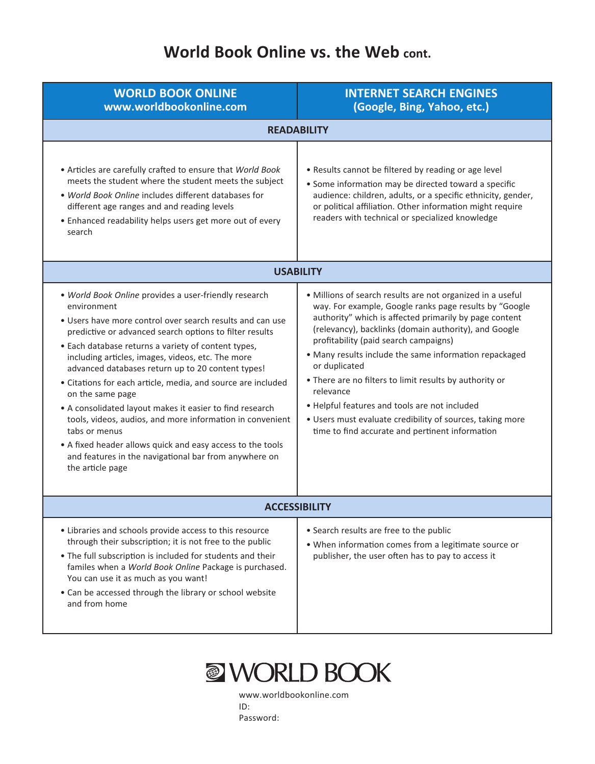# World Book Online vs. the Web cont.

| WORLD BOOK ONLINE www.worldbookonline.com | INTERNET SEARCH ENGINES (Google, Bing, Yahoo, etc.) |
|---|---|
| **READABILITY** | |
| • Articles are carefully crafted to ensure that *World Book* meets the student where the student meets the subject<br>• *World Book Online* includes different databases for different age ranges and and reading levels<br>• Enhanced readability helps users get more out of every search | • Results cannot be filtered by reading or age level<br>• Some information may be directed toward a specific audience: children, adults, or a specific ethnicity, gender, or political affiliation. Other information might require readers with technical or specialized knowledge |
| **USABILITY** | |
| • *World Book Online* provides a user-friendly research environment<br>• Users have more control over search results and can use predictive or advanced search options to filter results<br>• Each database returns a variety of content types, including articles, images, videos, etc. The more advanced databases return up to 20 content types!<br>• Citations for each article, media, and source are included on the same page<br>• A consolidated layout makes it easier to find research tools, videos, audios, and more information in convenient tabs or menus<br>• A fixed header allows quick and easy access to the tools and features in the navigational bar from anywhere on the article page | • Millions of search results are not organized in a useful way. For example, Google ranks page results by "Google authority" which is affected primarily by page content (relevancy), backlinks (domain authority), and Google profitability (paid search campaigns)<br>• Many results include the same information repackaged or duplicated<br>• There are no filters to limit results by authority or relevance<br>• Helpful features and tools are not included<br>• Users must evaluate credibility of sources, taking more time to find accurate and pertinent information |
| **ACCESSIBILITY** | |
| • Libraries and schools provide access to this resource through their subscription; it is not free to the public<br>• The full subscription is included for students and their familes when a *World Book Online* Package is purchased. You can use it as much as you want!<br>• Can be accessed through the library or school website and from home | • Search results are free to the public<br>• When information comes from a legitimate source or publisher, the user often has to pay to access it |

WORLD BOOK

www.worldbookonline.com
ID:
Password: